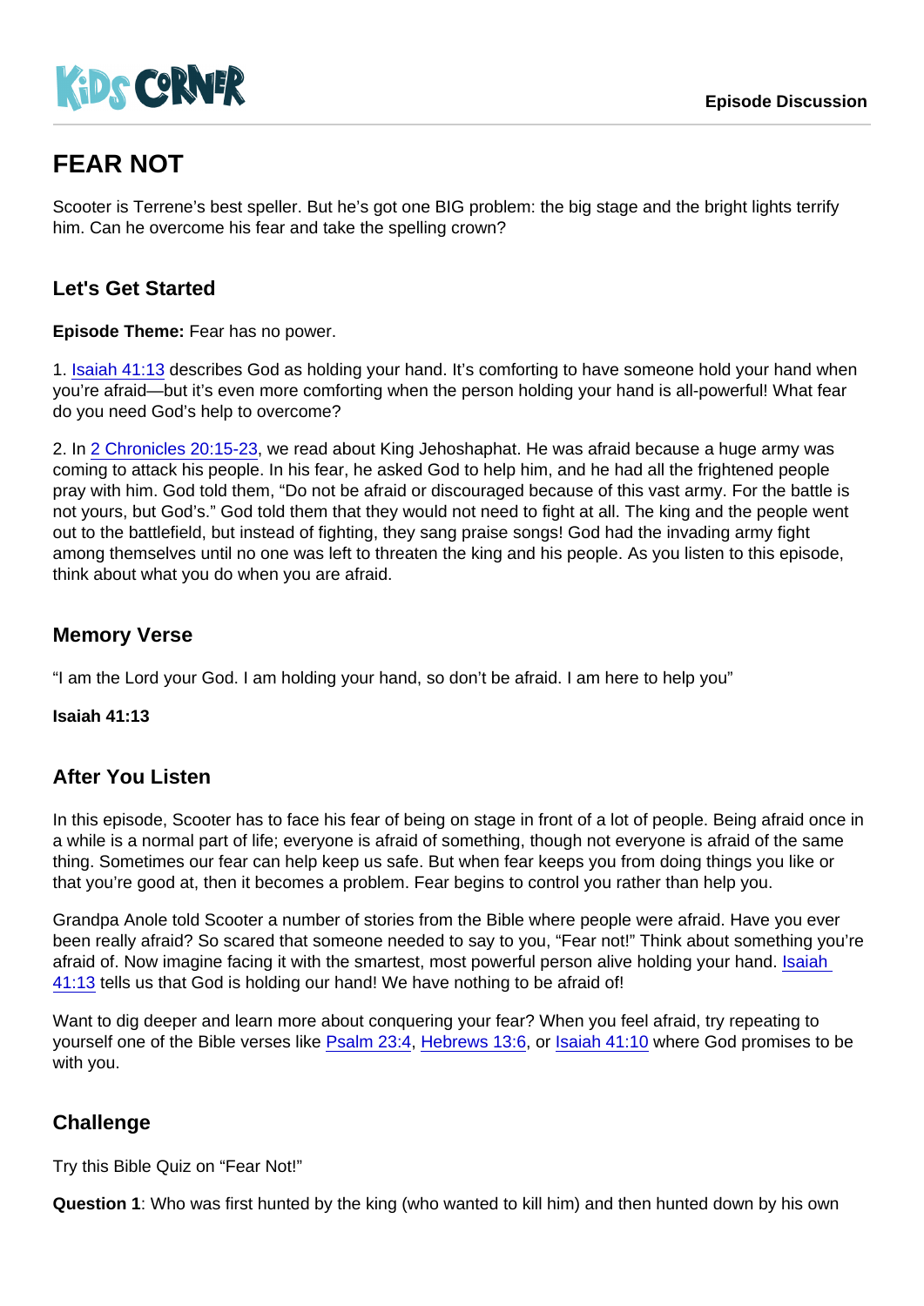Episode Discussion

# FEAR NOT

Scooter is Terrene's best speller. But he's got one BIG problem: the big stage and the bright lights terrify him. Can he overcome his fear and take the spelling crown?

## Let's Get Started

**Episode Theme:** Fear has no power.

1. Isaiah 41:13 describes God as holding your hand. It's comforting to have someone hold your hand when you're afraid—but it's even more comforting when the person holding your hand is all-powerful! What fear do you need God's help to overcome?

2. In 2 Chronicles 20:15-23, we read about King Jehoshaphat. He was afraid because a huge army was coming to attack his people. In his fear, he asked God to help him, and he had all the frightened people pray with him. God told them, "Do not be afraid or discouraged because of this vast army. For the battle is not yours, but God's." God told them that they would not need to fight at all. The king and the people went out to the battlefield, but instead of fighting, they sang praise songs! God had the invading army fight among themselves until no one was left to threaten the king and his people. As you listen to this episode, think about what you do when you are afraid.

## Memory Verse

"I am the Lord your God. I am holding your hand, so don't be afraid. I am here to help you"

**Isaiah 41:13**

## After You Listen

In this episode, Scooter has to face his fear of being on stage in front of a lot of people. Being afraid once in a while is a normal part of life; everyone is afraid of something, though not everyone is afraid of the same thing. Sometimes our fear can help keep us safe. But when fear keeps you from doing things you like or that you're good at, then it becomes a problem. Fear begins to control you rather than help you.

Grandpa Anole told Scooter a number of stories from the Bible where people were afraid. Have you ever been really afraid? So scared that someone needed to say to you, "Fear not!" Think about something you're afraid of. Now imagine facing it with the smartest, most powerful person alive holding your hand. Isaiah 41:13 tells us that God is holding our hand! We have nothing to be afraid of!

Want to dig deeper and learn more about conquering your fear? When you feel afraid, try repeating to yourself one of the Bible verses like Psalm 23:4, Hebrews 13:6, or Isaiah 41:10 where God promises to be with you.

## Challenge

Try this Bible Quiz on "Fear Not!"

**Question 1**: Who was first hunted by the king (who wanted to kill him) and then hunted down by his own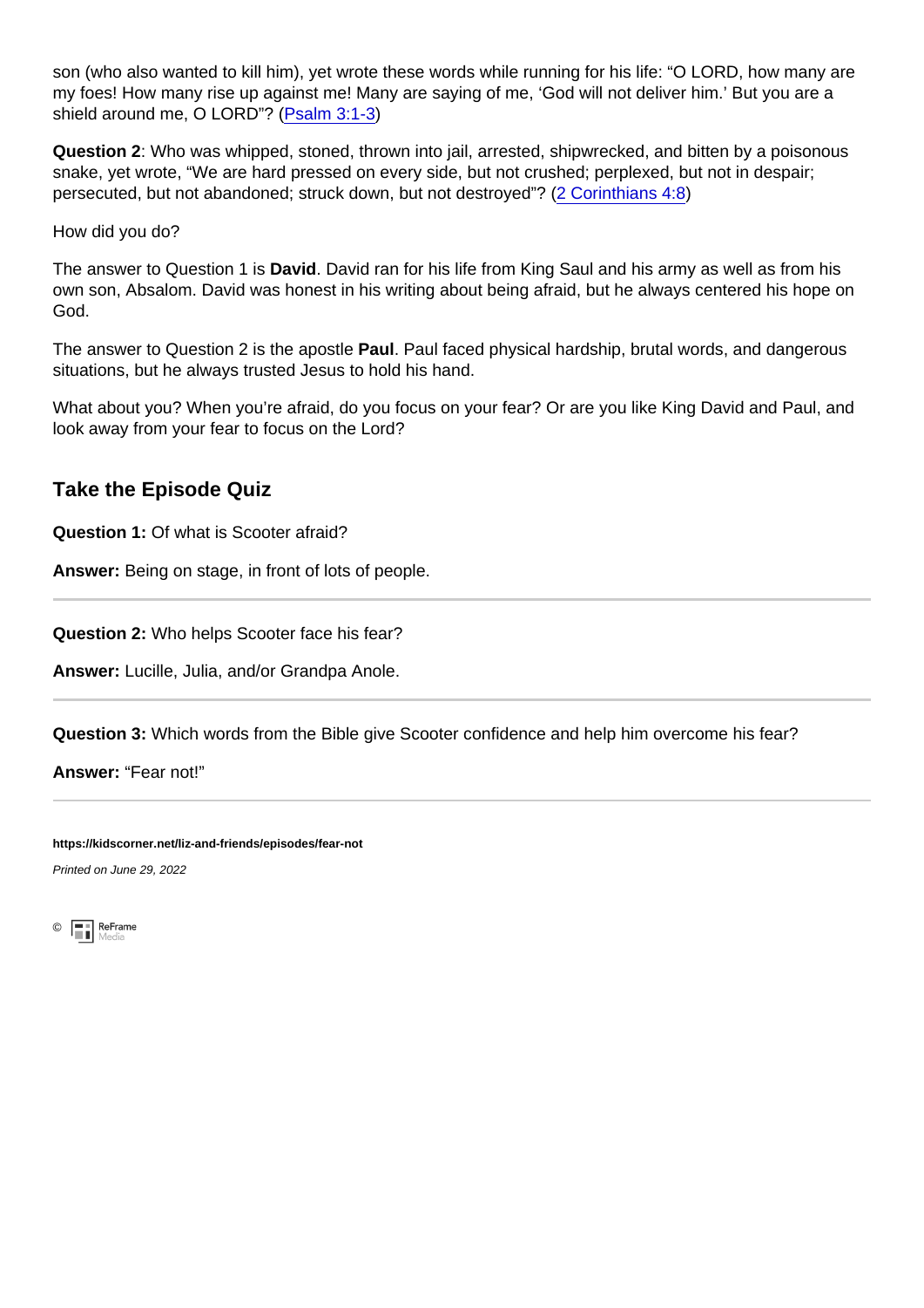son (who also wanted to kill him), yet wrote these words while running for his life: “O LORD, how many are my foes! How many rise up against me! Many are saying of me, ‘God will not deliver him.’ But you are a shield around me, O LORD”? (Psalm 3:1-3)

**Question 2**: Who was whipped, stoned, thrown into jail, arrested, shipwrecked, and bitten by a poisonous snake, yet wrote, “We are hard pressed on every side, but not crushed; perplexed, but not in despair; persecuted, but not abandoned; struck down, but not destroyed”? (2 Corinthians 4:8)

How did you do?

The answer to Question 1 is **David**. David ran for his life from King Saul and his army as well as from his own son, Absalom. David was honest in his writing about being afraid, but he always centered his hope on God.

The answer to Question 2 is the apostle **Paul**. Paul faced physical hardship, brutal words, and dangerous situations, but he always trusted Jesus to hold his hand.

What about you? When you’re afraid, do you focus on your fear? Or are you like King David and Paul, and look away from your fear to focus on the Lord?

## Take the Episode Quiz

**Question 1:** Of what is Scooter afraid?

**Answer:** Being on stage, in front of lots of people.

---

**Question 2:** Who helps Scooter face his fear?

**Answer:** Lucille, Julia, and/or Grandpa Anole.

---

**Question 3:** Which words from the Bible give Scooter confidence and help him overcome his fear?

**Answer:** “Fear not!”

---

**https://kidscorner.net/liz-and-friends/episodes/fear-not**

*Printed on June 29, 2022*

© ReFrame Media